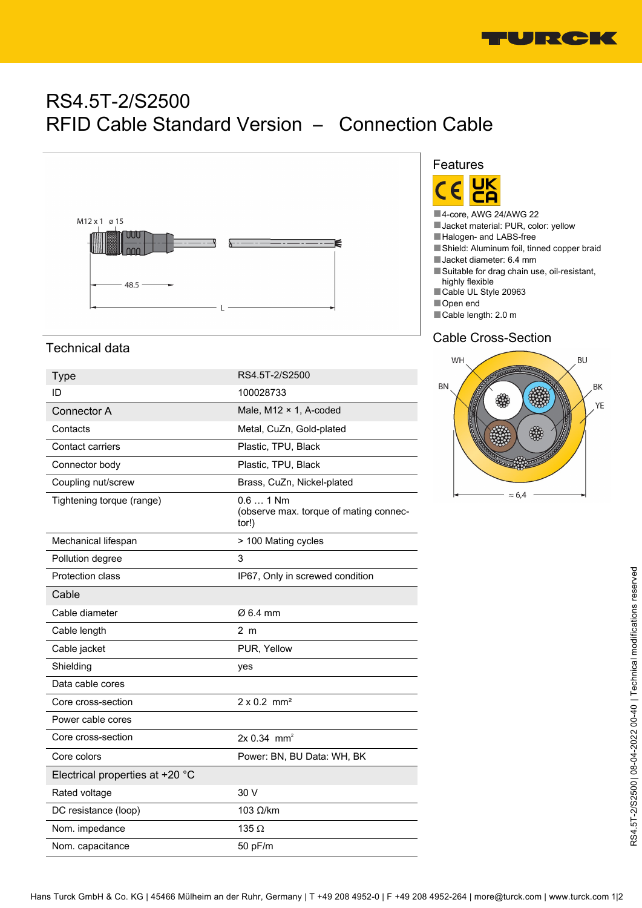# RS4.5T-2/S2500
## RFID Cable Standard Version – Connection Cable

## Features

- 4-core, AWG 24/AWG 22
- Jacket material: PUR, color: yellow
- Halogen- and LABS-free
- Shield: Aluminum foil, tinned copper braid
- Jacket diameter: 6.4 mm
- Suitable for drag chain use, oil-resistant, highly flexible
- Cable UL Style 20963
- Open end
- Cable length: 2.0 m

## Cable Cross-Section

## Technical data

| Type | RS4.5T-2/S2500 |
|---|---|
| ID | 100028733 |
| **Connector A** | Male, M12 × 1, A-coded |
| Contacts | Metal, CuZn, Gold-plated |
| Contact carriers | Plastic, TPU, Black |
| Connector body | Plastic, TPU, Black |
| Coupling nut/screw | Brass, CuZn, Nickel-plated |
| Tightening torque (range) | 0.6 … 1 Nm (observe max. torque of mating connector!) |
| Mechanical lifespan | > 100 Mating cycles |
| Pollution degree | 3 |
| Protection class | IP67, Only in screwed condition |
| **Cable** | |
| Cable diameter | Ø 6.4 mm |
| Cable length | 2 m |
| Cable jacket | PUR, Yellow |
| Shielding | yes |
| Data cable cores | |
| Core cross-section | 2 x 0.2 mm² |
| Power cable cores | |
| Core cross-section | 2x 0.34 mm² |
| Core colors | Power: BN, BU Data: WH, BK |
| **Electrical properties at +20 °C** | |
| Rated voltage | 30 V |
| DC resistance (loop) | 103 Ω/km |
| Nom. impedance | 135 Ω |
| Nom. capacitance | 50 pF/m |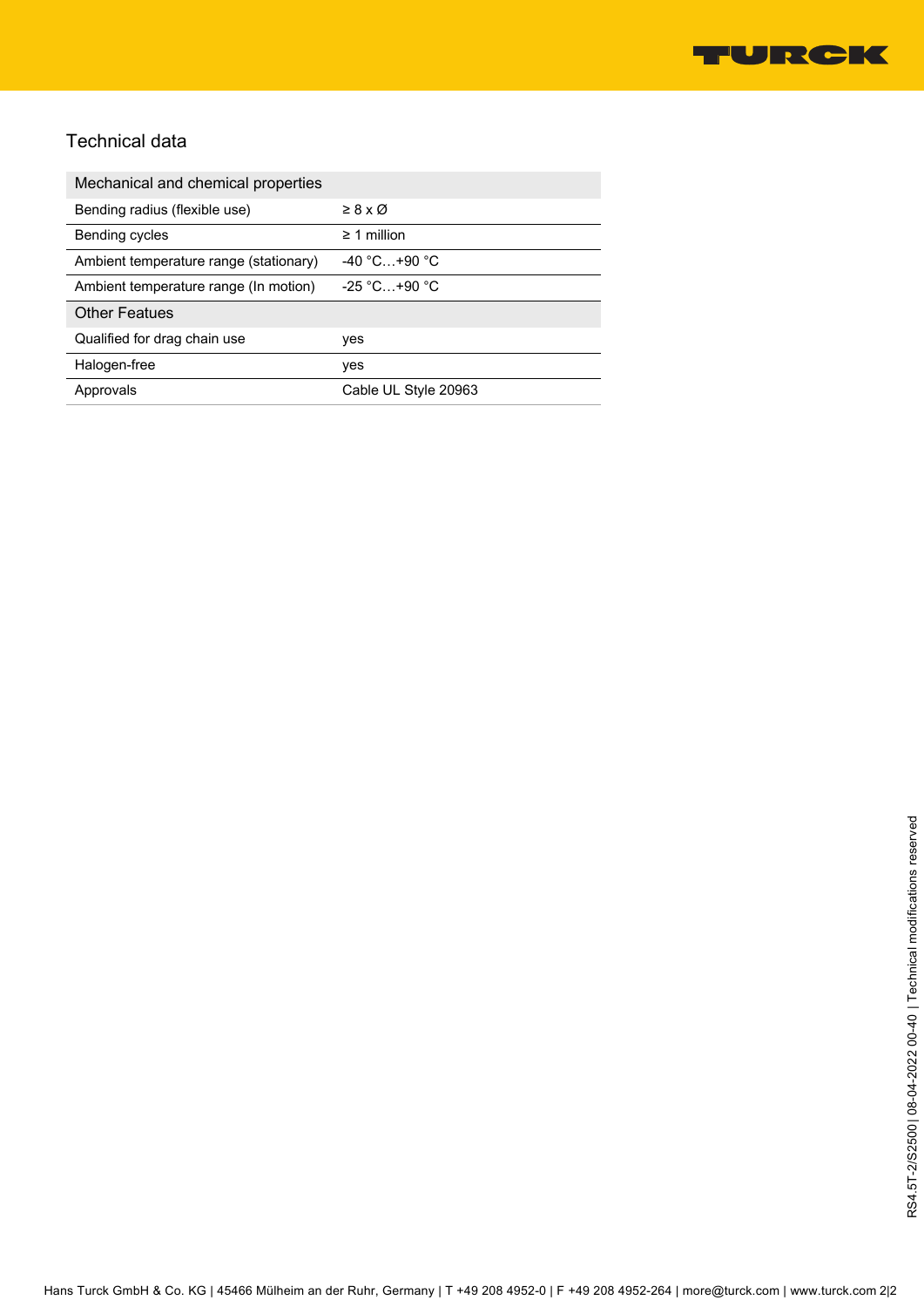## Technical data

| Mechanical and chemical properties | |
|---|---|
| Bending radius (flexible use) | ≥ 8 x Ø |
| Bending cycles | ≥ 1 million |
| Ambient temperature range (stationary) | -40 °C…+90 °C |
| Ambient temperature range (In motion) | -25 °C…+90 °C |
| **Other Featues** | |
| Qualified for drag chain use | yes |
| Halogen-free | yes |
| Approvals | Cable UL Style 20963 |